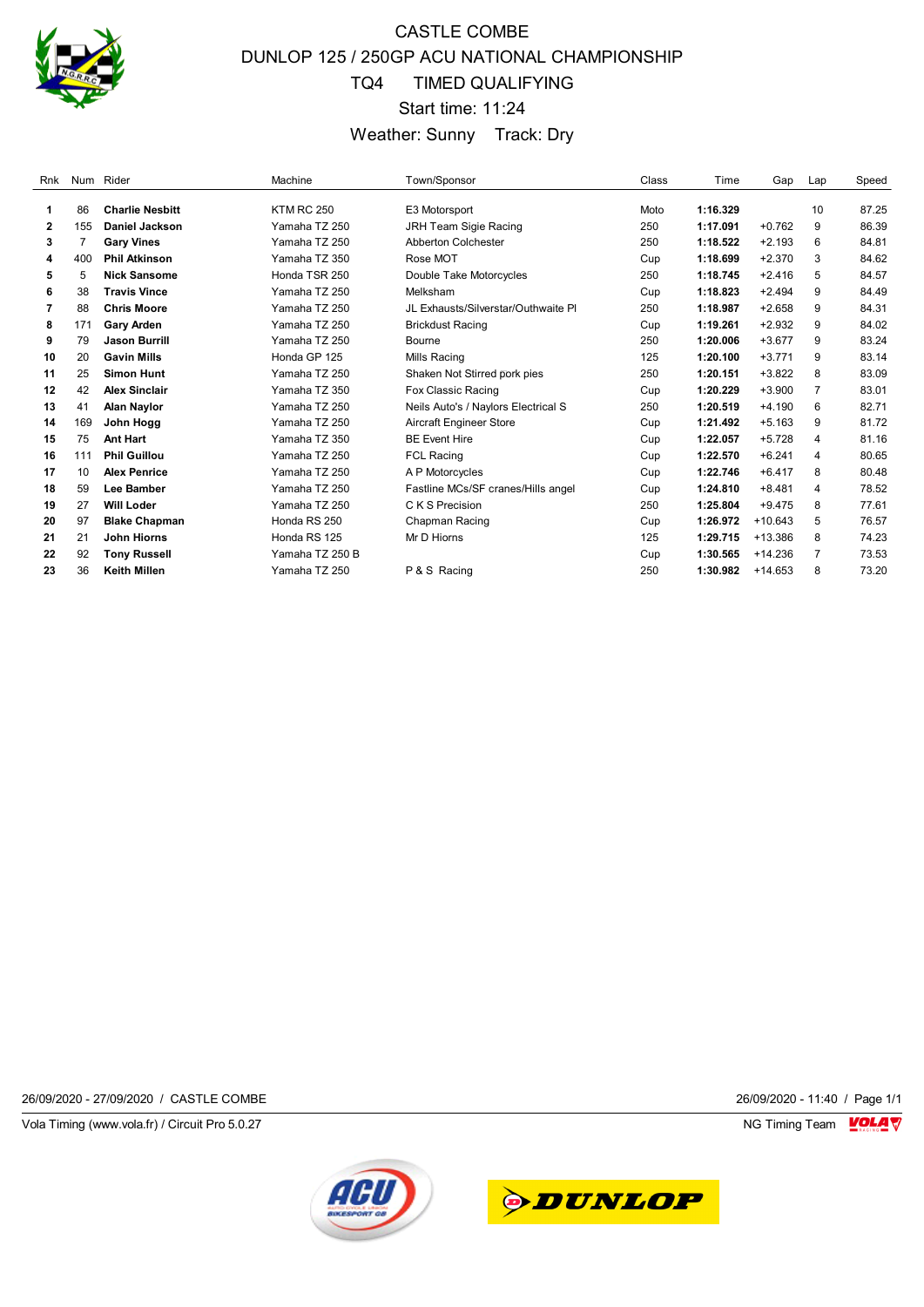# CASTLE COMBE

## DUNLOP 125 / 250GP ACU NATIONAL CHAMPIONSHIP

## TQ4 TIMED QUALIFYING

Start time: 11:24

Weather: Sunny Track: Dry

| Rnk | Num | Rider | Machine | Town/Sponsor | Class | Time | Gap | Lap | Speed |
|---|---|---|---|---|---|---|---|---|---|
| 1 | 86 | **Charlie Nesbitt** | KTM RC 250 | E3 Motorsport | Moto | **1:16.329** | | 10 | 87.25 |
| 2 | 155 | **Daniel Jackson** | Yamaha TZ 250 | JRH Team Sigie Racing | 250 | **1:17.091** | +0.762 | 9 | 86.39 |
| 3 | 7 | **Gary Vines** | Yamaha TZ 250 | Abberton Colchester | 250 | **1:18.522** | +2.193 | 6 | 84.81 |
| 4 | 400 | **Phil Atkinson** | Yamaha TZ 350 | Rose MOT | Cup | **1:18.699** | +2.370 | 3 | 84.62 |
| 5 | 5 | **Nick Sansome** | Honda TSR 250 | Double Take Motorcycles | 250 | **1:18.745** | +2.416 | 5 | 84.57 |
| 6 | 38 | **Travis Vince** | Yamaha TZ 250 | Melksham | Cup | **1:18.823** | +2.494 | 9 | 84.49 |
| 7 | 88 | **Chris Moore** | Yamaha TZ 250 | JL Exhausts/Silverstar/Outhwaite Pl | 250 | **1:18.987** | +2.658 | 9 | 84.31 |
| 8 | 171 | **Gary Arden** | Yamaha TZ 250 | Brickdust Racing | Cup | **1:19.261** | +2.932 | 9 | 84.02 |
| 9 | 79 | **Jason Burrill** | Yamaha TZ 250 | Bourne | 250 | **1:20.006** | +3.677 | 9 | 83.24 |
| 10 | 20 | **Gavin Mills** | Honda GP 125 | Mills Racing | 125 | **1:20.100** | +3.771 | 9 | 83.14 |
| 11 | 25 | **Simon Hunt** | Yamaha TZ 250 | Shaken Not Stirred pork pies | 250 | **1:20.151** | +3.822 | 8 | 83.09 |
| 12 | 42 | **Alex Sinclair** | Yamaha TZ 350 | Fox Classic Racing | Cup | **1:20.229** | +3.900 | 7 | 83.01 |
| 13 | 41 | **Alan Naylor** | Yamaha TZ 250 | Neils Auto's / Naylors Electrical S | 250 | **1:20.519** | +4.190 | 6 | 82.71 |
| 14 | 169 | **John Hogg** | Yamaha TZ 250 | Aircraft Engineer Store | Cup | **1:21.492** | +5.163 | 9 | 81.72 |
| 15 | 75 | **Ant Hart** | Yamaha TZ 350 | BE Event Hire | Cup | **1:22.057** | +5.728 | 4 | 81.16 |
| 16 | 111 | **Phil Guillou** | Yamaha TZ 250 | FCL Racing | Cup | **1:22.570** | +6.241 | 4 | 80.65 |
| 17 | 10 | **Alex Penrice** | Yamaha TZ 250 | A P Motorcycles | Cup | **1:22.746** | +6.417 | 8 | 80.48 |
| 18 | 59 | **Lee Bamber** | Yamaha TZ 250 | Fastline MCs/SF cranes/Hills angel | Cup | **1:24.810** | +8.481 | 4 | 78.52 |
| 19 | 27 | **Will Loder** | Yamaha TZ 250 | C K S Precision | 250 | **1:25.804** | +9.475 | 8 | 77.61 |
| 20 | 97 | **Blake Chapman** | Honda RS 250 | Chapman Racing | Cup | **1:26.972** | +10.643 | 5 | 76.57 |
| 21 | 21 | **John Hiorns** | Honda RS 125 | Mr D Hiorns | 125 | **1:29.715** | +13.386 | 8 | 74.23 |
| 22 | 92 | **Tony Russell** | Yamaha TZ 250 B | | Cup | **1:30.565** | +14.236 | 7 | 73.53 |
| 23 | 36 | **Keith Millen** | Yamaha TZ 250 | P & S Racing | 250 | **1:30.982** | +14.653 | 8 | 73.20 |

26/09/2020 - 27/09/2020 / CASTLE COMBE

26/09/2020 - 11:40 / Page 1/1

Vola Timing (www.vola.fr) / Circuit Pro 5.0.27

NG Timing Team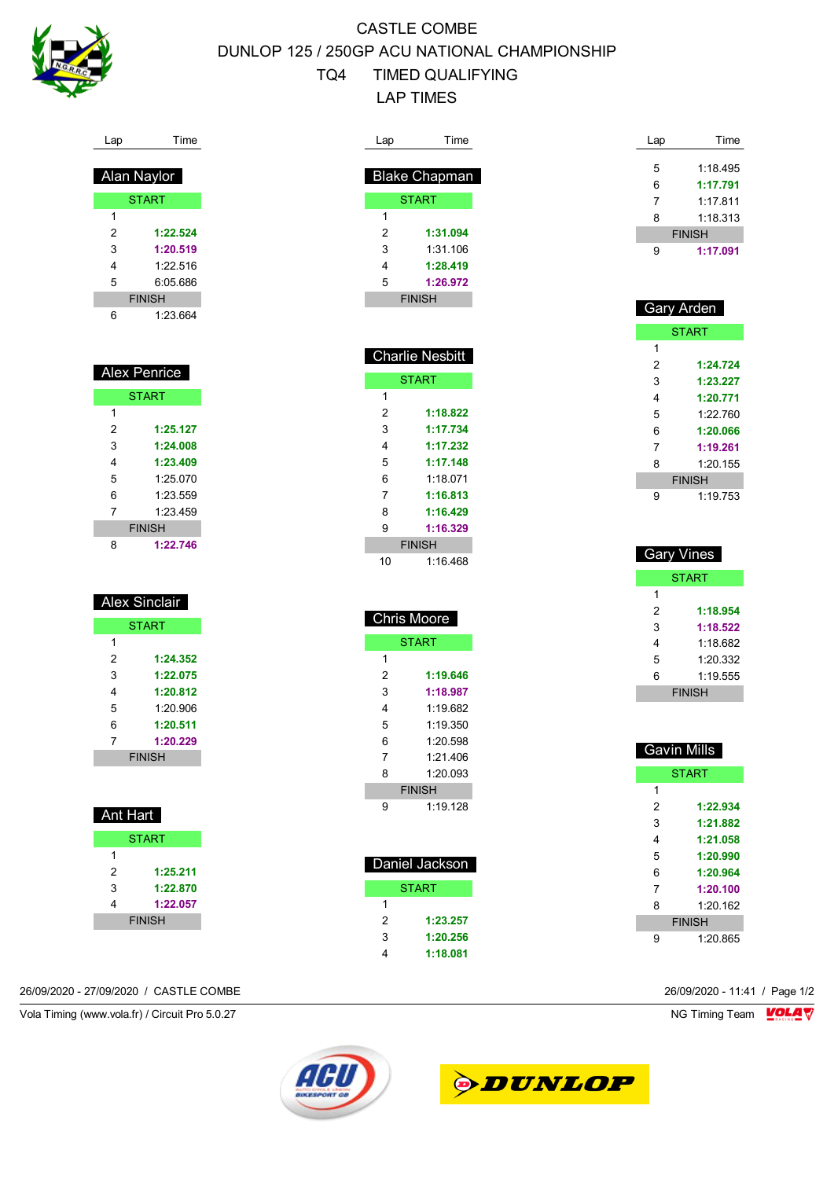# CASTLE COMBE

## DUNLOP 125 / 250GP ACU NATIONAL CHAMPIONSHIP

## TQ4 TIMED QUALIFYING

## LAP TIMES

### Alan Naylor

| Lap | Time |
|---|---|
| START | |
| 1 | |
| 2 | **1:22.524** |
| 3 | **1:20.519** |
| 4 | 1:22.516 |
| 5 | 6:05.686 |
| FINISH | |
| 6 | 1:23.664 |

### Alex Penrice

| Lap | Time |
|---|---|
| START | |
| 1 | |
| 2 | **1:25.127** |
| 3 | **1:24.008** |
| 4 | **1:23.409** |
| 5 | 1:25.070 |
| 6 | 1:23.559 |
| 7 | 1:23.459 |
| FINISH | |
| 8 | **1:22.746** |

### Alex Sinclair

| Lap | Time |
|---|---|
| START | |
| 1 | |
| 2 | **1:24.352** |
| 3 | **1:22.075** |
| 4 | **1:20.812** |
| 5 | 1:20.906 |
| 6 | **1:20.511** |
| 7 | **1:20.229** |
| FINISH | |

### Ant Hart

| Lap | Time |
|---|---|
| START | |
| 1 | |
| 2 | **1:25.211** |
| 3 | **1:22.870** |
| 4 | **1:22.057** |
| FINISH | |

### Blake Chapman

| Lap | Time |
|---|---|
| START | |
| 1 | |
| 2 | **1:31.094** |
| 3 | 1:31.106 |
| 4 | **1:28.419** |
| 5 | **1:26.972** |
| FINISH | |

### Charlie Nesbitt

| Lap | Time |
|---|---|
| START | |
| 1 | |
| 2 | **1:18.822** |
| 3 | **1:17.734** |
| 4 | **1:17.232** |
| 5 | **1:17.148** |
| 6 | 1:18.071 |
| 7 | **1:16.813** |
| 8 | **1:16.429** |
| 9 | **1:16.329** |
| FINISH | |
| 10 | 1:16.468 |

### Chris Moore

| Lap | Time |
|---|---|
| START | |
| 1 | |
| 2 | **1:19.646** |
| 3 | **1:18.987** |
| 4 | 1:19.682 |
| 5 | 1:19.350 |
| 6 | 1:20.598 |
| 7 | 1:21.406 |
| 8 | 1:20.093 |
| FINISH | |
| 9 | 1:19.128 |

### Daniel Jackson

| Lap | Time |
|---|---|
| START | |
| 1 | |
| 2 | **1:23.257** |
| 3 | **1:20.256** |
| 4 | **1:18.081** |
| 5 | 1:18.495 |
| 6 | **1:17.791** |
| 7 | 1:17.811 |
| 8 | 1:18.313 |
| FINISH | |
| 9 | **1:17.091** |

### Gary Arden

| Lap | Time |
|---|---|
| START | |
| 1 | |
| 2 | **1:24.724** |
| 3 | **1:23.227** |
| 4 | **1:20.771** |
| 5 | 1:22.760 |
| 6 | **1:20.066** |
| 7 | **1:19.261** |
| 8 | 1:20.155 |
| FINISH | |
| 9 | 1:19.753 |

### Gary Vines

| Lap | Time |
|---|---|
| START | |
| 1 | |
| 2 | **1:18.954** |
| 3 | **1:18.522** |
| 4 | 1:18.682 |
| 5 | 1:20.332 |
| 6 | 1:19.555 |
| FINISH | |

### Gavin Mills

| Lap | Time |
|---|---|
| START | |
| 1 | |
| 2 | **1:22.934** |
| 3 | **1:21.882** |
| 4 | **1:21.058** |
| 5 | **1:20.990** |
| 6 | **1:20.964** |
| 7 | **1:20.100** |
| 8 | 1:20.162 |
| FINISH | |
| 9 | 1:20.865 |

26/09/2020 - 27/09/2020 / CASTLE COMBE — 26/09/2020 - 11:41

Vola Timing (www.vola.fr) / Circuit Pro 5.0.27 — NG Timing Team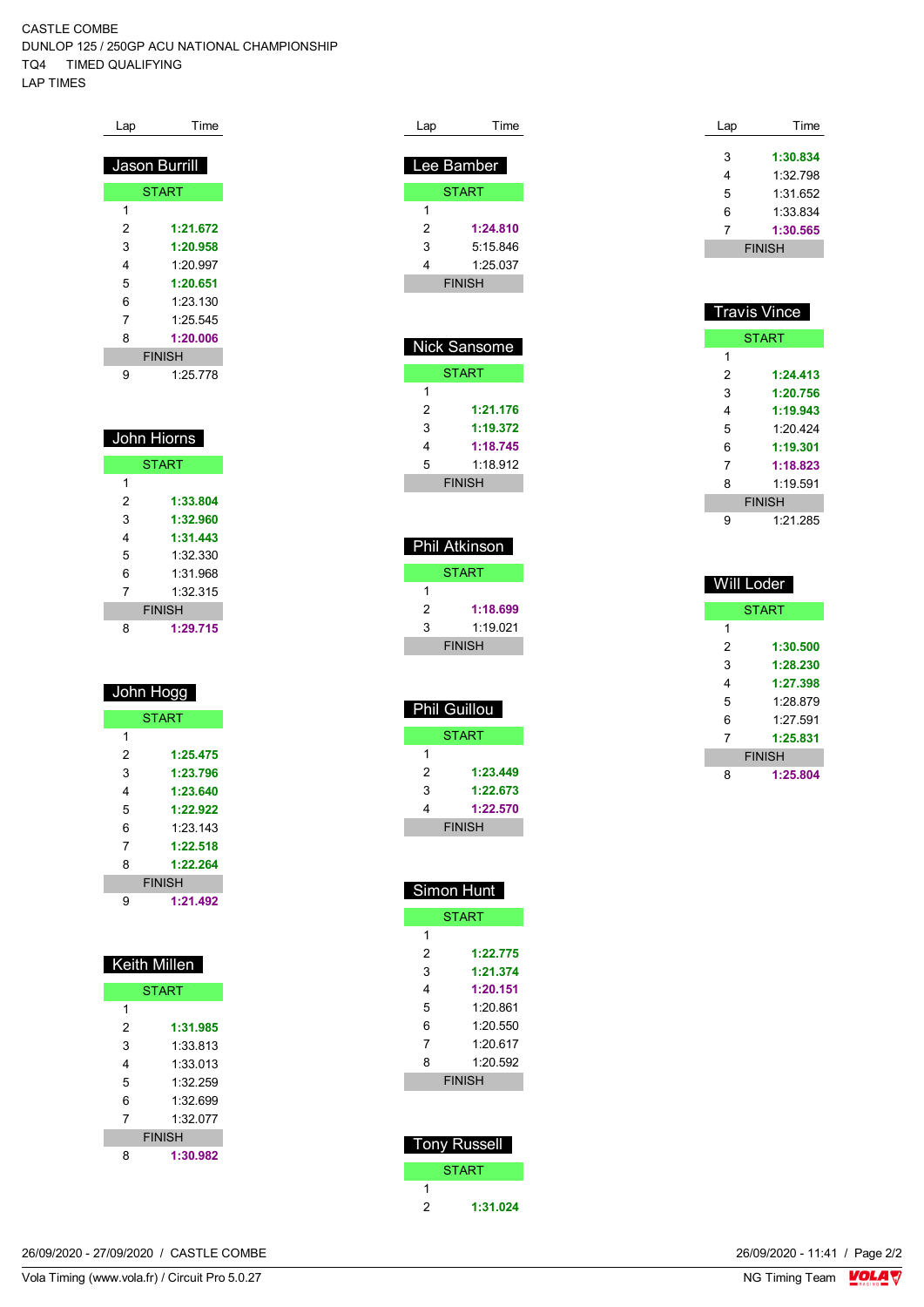CASTLE COMBE
DUNLOP 125 / 250GP ACU NATIONAL CHAMPIONSHIP
TQ4 TIMED QUALIFYING
LAP TIMES

### Jason Burrill

| Lap | Time |
|---|---|
| START | |
| 1 | |
| 2 | **1:21.672** |
| 3 | **1:20.958** |
| 4 | 1:20.997 |
| 5 | **1:20.651** |
| 6 | 1:23.130 |
| 7 | 1:25.545 |
| 8 | **1:20.006** |
| FINISH | |
| 9 | 1:25.778 |

### John Hiorns

| Lap | Time |
|---|---|
| START | |
| 1 | |
| 2 | **1:33.804** |
| 3 | **1:32.960** |
| 4 | **1:31.443** |
| 5 | 1:32.330 |
| 6 | 1:31.968 |
| 7 | 1:32.315 |
| FINISH | |
| 8 | **1:29.715** |

### John Hogg

| Lap | Time |
|---|---|
| START | |
| 1 | |
| 2 | **1:25.475** |
| 3 | **1:23.796** |
| 4 | **1:23.640** |
| 5 | **1:22.922** |
| 6 | 1:23.143 |
| 7 | **1:22.518** |
| 8 | **1:22.264** |
| FINISH | |
| 9 | **1:21.492** |

### Keith Millen

| Lap | Time |
|---|---|
| START | |
| 1 | |
| 2 | **1:31.985** |
| 3 | 1:33.813 |
| 4 | 1:33.013 |
| 5 | 1:32.259 |
| 6 | 1:32.699 |
| 7 | 1:32.077 |
| FINISH | |
| 8 | **1:30.982** |

### Lee Bamber

| Lap | Time |
|---|---|
| START | |
| 1 | |
| 2 | **1:24.810** |
| 3 | 5:15.846 |
| 4 | 1:25.037 |
| FINISH | |

### Nick Sansome

| Lap | Time |
|---|---|
| START | |
| 1 | |
| 2 | **1:21.176** |
| 3 | **1:19.372** |
| 4 | **1:18.745** |
| 5 | 1:18.912 |
| FINISH | |

### Phil Atkinson

| Lap | Time |
|---|---|
| START | |
| 1 | |
| 2 | **1:18.699** |
| 3 | 1:19.021 |
| FINISH | |

### Phil Guillou

| Lap | Time |
|---|---|
| START | |
| 1 | |
| 2 | **1:23.449** |
| 3 | **1:22.673** |
| 4 | **1:22.570** |
| FINISH | |

### Simon Hunt

| Lap | Time |
|---|---|
| START | |
| 1 | |
| 2 | **1:22.775** |
| 3 | **1:21.374** |
| 4 | **1:20.151** |
| 5 | 1:20.861 |
| 6 | 1:20.550 |
| 7 | 1:20.617 |
| 8 | 1:20.592 |
| FINISH | |

### Tony Russell

| Lap | Time |
|---|---|
| START | |
| 1 | |
| 2 | **1:31.024** |
| 3 | **1:30.834** |
| 4 | 1:32.798 |
| 5 | 1:31.652 |
| 6 | 1:33.834 |
| 7 | **1:30.565** |
| FINISH | |

### Travis Vince

| Lap | Time |
|---|---|
| START | |
| 1 | |
| 2 | **1:24.413** |
| 3 | **1:20.756** |
| 4 | **1:19.943** |
| 5 | 1:20.424 |
| 6 | **1:19.301** |
| 7 | **1:18.823** |
| 8 | 1:19.591 |
| FINISH | |
| 9 | 1:21.285 |

### Will Loder

| Lap | Time |
|---|---|
| START | |
| 1 | |
| 2 | **1:30.500** |
| 3 | **1:28.230** |
| 4 | **1:27.398** |
| 5 | 1:28.879 |
| 6 | 1:27.591 |
| 7 | **1:25.831** |
| FINISH | |
| 8 | **1:25.804** |

26/09/2020 - 27/09/2020 / CASTLE COMBE
26/09/2020 - 11:41
Vola Timing (www.vola.fr) / Circuit Pro 5.0.27
NG Timing Team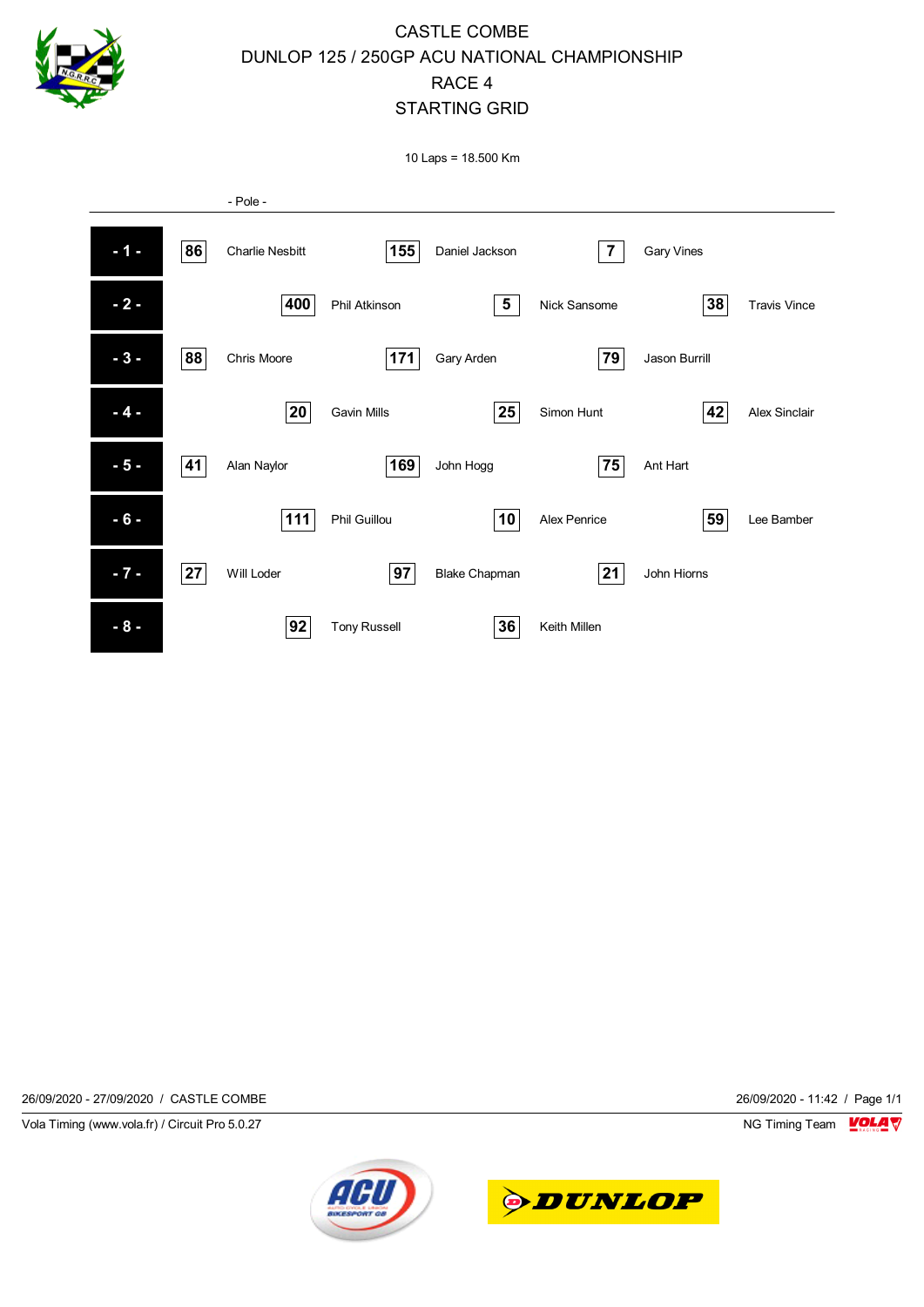# CASTLE COMBE

## DUNLOP 125 / 250GP ACU NATIONAL CHAMPIONSHIP

## RACE 4

## STARTING GRID

10 Laps = 18.500 Km

- Pole -

| Row | No. | Rider | No. | Rider | No. | Rider |
|---|---|---|---|---|---|---|
| - 1 - | 86 | Charlie Nesbitt | 155 | Daniel Jackson | 7 | Gary Vines |
| - 2 - | 400 | Phil Atkinson | 5 | Nick Sansome | 38 | Travis Vince |
| - 3 - | 88 | Chris Moore | 171 | Gary Arden | 79 | Jason Burrill |
| - 4 - | 20 | Gavin Mills | 25 | Simon Hunt | 42 | Alex Sinclair |
| - 5 - | 41 | Alan Naylor | 169 | John Hogg | 75 | Ant Hart |
| - 6 - | 111 | Phil Guillou | 10 | Alex Penrice | 59 | Lee Bamber |
| - 7 - | 27 | Will Loder | 97 | Blake Chapman | 21 | John Hiorns |
| - 8 - | 92 | Tony Russell | 36 | Keith Millen | | |

26/09/2020 - 27/09/2020 / CASTLE COMBE

26/09/2020 - 11:42 / Page 1/1

Vola Timing (www.vola.fr) / Circuit Pro 5.0.27

NG Timing Team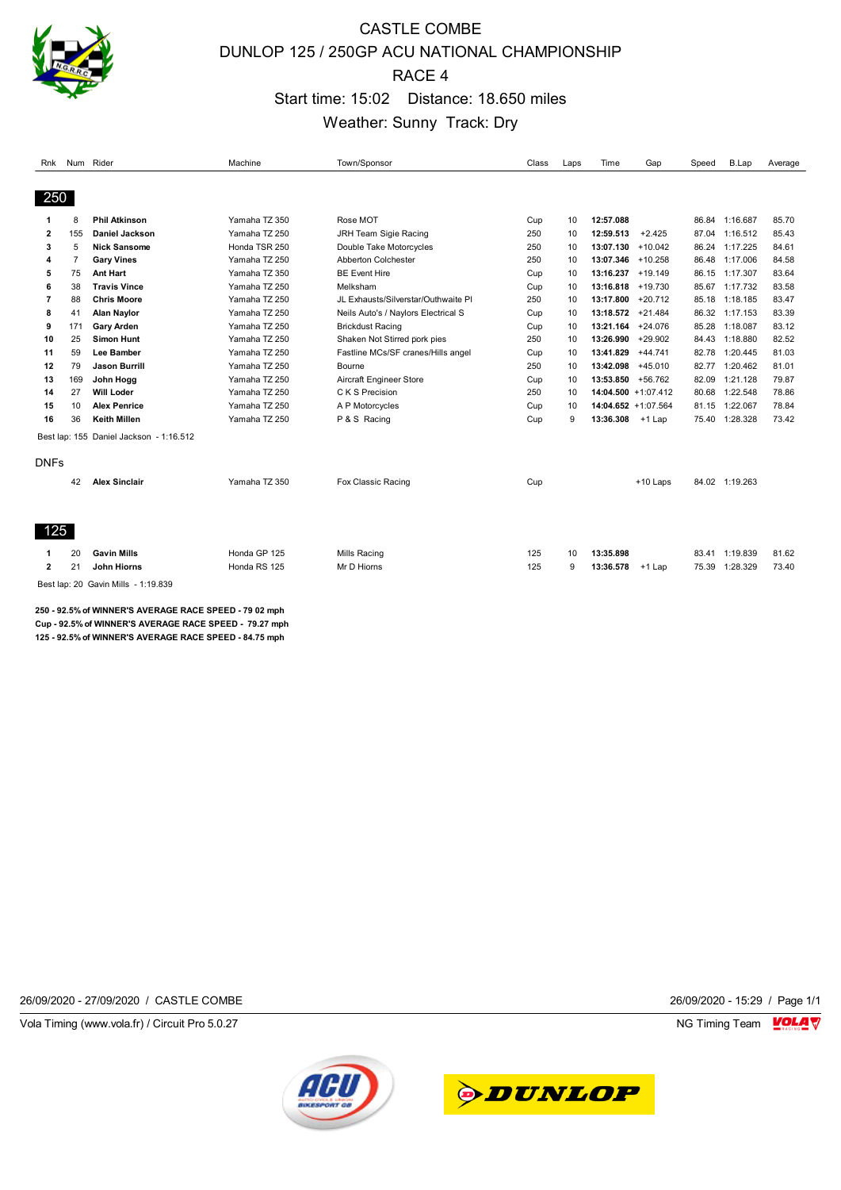# CASTLE COMBE
# DUNLOP 125 / 250GP ACU NATIONAL CHAMPIONSHIP
# RACE 4

Start time: 15:02 Distance: 18.650 miles

Weather: Sunny Track: Dry

## 250

| Rnk | Num | Rider | Machine | Town/Sponsor | Class | Laps | Time | Gap | Speed | B.Lap | Average |
|---|---|---|---|---|---|---|---|---|---|---|---|
| 1 | 8 | **Phil Atkinson** | Yamaha TZ 350 | Rose MOT | Cup | 10 | **12:57.088** | | 86.84 | 1:16.687 | 85.70 |
| 2 | 155 | **Daniel Jackson** | Yamaha TZ 250 | JRH Team Sigie Racing | 250 | 10 | **12:59.513** | +2.425 | 87.04 | 1:16.512 | 85.43 |
| 3 | 5 | **Nick Sansome** | Honda TSR 250 | Double Take Motorcycles | 250 | 10 | **13:07.130** | +10.042 | 86.24 | 1:17.225 | 84.61 |
| 4 | 7 | **Gary Vines** | Yamaha TZ 250 | Abberton Colchester | 250 | 10 | **13:07.346** | +10.258 | 86.48 | 1:17.006 | 84.58 |
| 5 | 75 | **Ant Hart** | Yamaha TZ 350 | BE Event Hire | Cup | 10 | **13:16.237** | +19.149 | 86.15 | 1:17.307 | 83.64 |
| 6 | 38 | **Travis Vince** | Yamaha TZ 250 | Melksham | Cup | 10 | **13:16.818** | +19.730 | 85.67 | 1:17.732 | 83.58 |
| 7 | 88 | **Chris Moore** | Yamaha TZ 250 | JL Exhausts/Silverstar/Outhwaite Pl | 250 | 10 | **13:17.800** | +20.712 | 85.18 | 1:18.185 | 83.47 |
| 8 | 41 | **Alan Naylor** | Yamaha TZ 250 | Neils Auto's / Naylors Electrical S | Cup | 10 | **13:18.572** | +21.484 | 86.32 | 1:17.153 | 83.39 |
| 9 | 171 | **Gary Arden** | Yamaha TZ 250 | Brickdust Racing | Cup | 10 | **13:21.164** | +24.076 | 85.28 | 1:18.087 | 83.12 |
| 10 | 25 | **Simon Hunt** | Yamaha TZ 250 | Shaken Not Stirred pork pies | 250 | 10 | **13:26.990** | +29.902 | 84.43 | 1:18.880 | 82.52 |
| 11 | 59 | **Lee Bamber** | Yamaha TZ 250 | Fastline MCs/SF cranes/Hills angel | Cup | 10 | **13:41.829** | +44.741 | 82.78 | 1:20.445 | 81.03 |
| 12 | 79 | **Jason Burrill** | Yamaha TZ 250 | Bourne | 250 | 10 | **13:42.098** | +45.010 | 82.77 | 1:20.462 | 81.01 |
| 13 | 169 | **John Hogg** | Yamaha TZ 250 | Aircraft Engineer Store | Cup | 10 | **13:53.850** | +56.762 | 82.09 | 1:21.128 | 79.87 |
| 14 | 27 | **Will Loder** | Yamaha TZ 250 | C K S Precision | 250 | 10 | **14:04.500** | +1:07.412 | 80.68 | 1:22.548 | 78.86 |
| 15 | 10 | **Alex Penrice** | Yamaha TZ 250 | A P Motorcycles | Cup | 10 | **14:04.652** | +1:07.564 | 81.15 | 1:22.067 | 78.84 |
| 16 | 36 | **Keith Millen** | Yamaha TZ 250 | P & S Racing | Cup | 9 | **13:36.308** | +1 Lap | 75.40 | 1:28.328 | 73.42 |

Best lap: 155 Daniel Jackson - 1:16.512

### DNFs

| Rnk | Num | Rider | Machine | Town/Sponsor | Class | Laps | Time | Gap | Speed | B.Lap | Average |
|---|---|---|---|---|---|---|---|---|---|---|---|
| | 42 | **Alex Sinclair** | Yamaha TZ 350 | Fox Classic Racing | Cup | | | +10 Laps | 84.02 | 1:19.263 | |

## 125

| Rnk | Num | Rider | Machine | Town/Sponsor | Class | Laps | Time | Gap | Speed | B.Lap | Average |
|---|---|---|---|---|---|---|---|---|---|---|---|
| 1 | 20 | **Gavin Mills** | Honda GP 125 | Mills Racing | 125 | 10 | **13:35.898** | | 83.41 | 1:19.839 | 81.62 |
| 2 | 21 | **John Hiorns** | Honda RS 125 | Mr D Hiorns | 125 | 9 | **13:36.578** | +1 Lap | 75.39 | 1:28.329 | 73.40 |

Best lap: 20 Gavin Mills - 1:19.839

**250 - 92.5% of WINNER'S AVERAGE RACE SPEED - 79 02 mph**
**Cup - 92.5% of WINNER'S AVERAGE RACE SPEED - 79.27 mph**
**125 - 92.5% of WINNER'S AVERAGE RACE SPEED - 84.75 mph**

26/09/2020 - 27/09/2020 / CASTLE COMBE — 26/09/2020 - 15:29

Vola Timing (www.vola.fr) / Circuit Pro 5.0.27 — NG Timing Team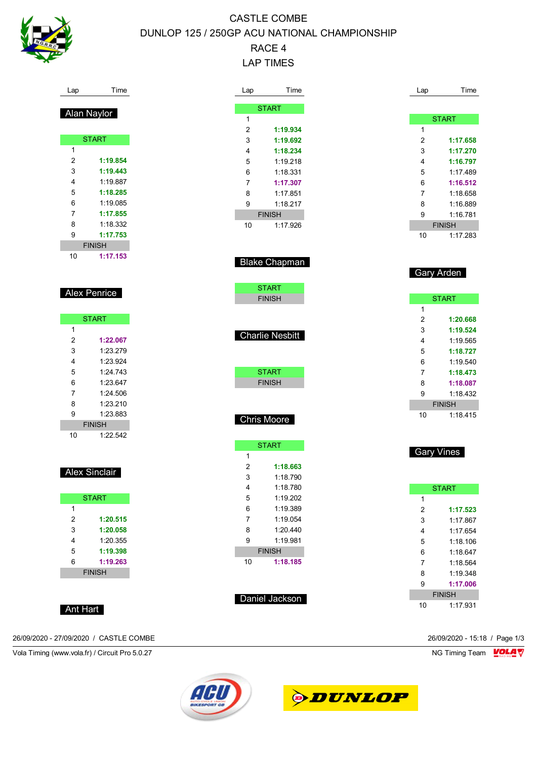# CASTLE COMBE

# DUNLOP 125 / 250GP ACU NATIONAL CHAMPIONSHIP

# RACE 4

# LAP TIMES

## Alan Naylor

| Lap | Time |
|---|---|
| START | |
| 1 | |
| 2 | **1:19.854** |
| 3 | **1:19.443** |
| 4 | 1:19.887 |
| 5 | **1:18.285** |
| 6 | 1:19.085 |
| 7 | **1:17.855** |
| 8 | 1:18.332 |
| 9 | **1:17.753** |
| FINISH | |
| 10 | **1:17.153** |

## Alex Penrice

| Lap | Time |
|---|---|
| START | |
| 1 | |
| 2 | **1:22.067** |
| 3 | 1:23.279 |
| 4 | 1:23.924 |
| 5 | 1:24.743 |
| 6 | 1:23.647 |
| 7 | 1:24.506 |
| 8 | 1:23.210 |
| 9 | 1:23.883 |
| FINISH | |
| 10 | 1:22.542 |

## Alex Sinclair

| Lap | Time |
|---|---|
| START | |
| 1 | |
| 2 | **1:20.515** |
| 3 | **1:20.058** |
| 4 | 1:20.355 |
| 5 | **1:19.398** |
| 6 | **1:19.263** |
| FINISH | |

## Ant Hart

| Lap | Time |
|---|---|
| START | |
| 1 | |
| 2 | **1:19.934** |
| 3 | **1:19.692** |
| 4 | **1:18.234** |
| 5 | 1:19.218 |
| 6 | 1:18.331 |
| 7 | **1:17.307** |
| 8 | 1:17.851 |
| 9 | 1:18.217 |
| FINISH | |
| 10 | 1:17.926 |

## Blake Chapman

| Lap | Time |
|---|---|
| START | |
| FINISH | |

## Charlie Nesbitt

| Lap | Time |
|---|---|
| START | |
| FINISH | |

## Chris Moore

| Lap | Time |
|---|---|
| START | |
| 1 | |
| 2 | **1:18.663** |
| 3 | 1:18.790 |
| 4 | 1:18.780 |
| 5 | 1:19.202 |
| 6 | 1:19.389 |
| 7 | 1:19.054 |
| 8 | 1:20.440 |
| 9 | 1:19.981 |
| FINISH | |
| 10 | **1:18.185** |

## Daniel Jackson

| Lap | Time |
|---|---|
| START | |
| 1 | |
| 2 | **1:17.658** |
| 3 | **1:17.270** |
| 4 | **1:16.797** |
| 5 | 1:17.489 |
| 6 | **1:16.512** |
| 7 | 1:18.658 |
| 8 | 1:16.889 |
| 9 | 1:16.781 |
| FINISH | |
| 10 | 1:17.283 |

## Gary Arden

| Lap | Time |
|---|---|
| START | |
| 1 | |
| 2 | **1:20.668** |
| 3 | **1:19.524** |
| 4 | 1:19.565 |
| 5 | **1:18.727** |
| 6 | 1:19.540 |
| 7 | **1:18.473** |
| 8 | **1:18.087** |
| 9 | 1:18.432 |
| FINISH | |
| 10 | 1:18.415 |

## Gary Vines

| Lap | Time |
|---|---|
| START | |
| 1 | |
| 2 | **1:17.523** |
| 3 | 1:17.867 |
| 4 | 1:17.654 |
| 5 | 1:18.106 |
| 6 | 1:18.647 |
| 7 | 1:18.564 |
| 8 | 1:19.348 |
| 9 | **1:17.006** |
| FINISH | |
| 10 | 1:17.931 |

26/09/2020 - 27/09/2020 / CASTLE COMBE — 26/09/2020 - 15:18

Vola Timing (www.vola.fr) / Circuit Pro 5.0.27 — NG Timing Team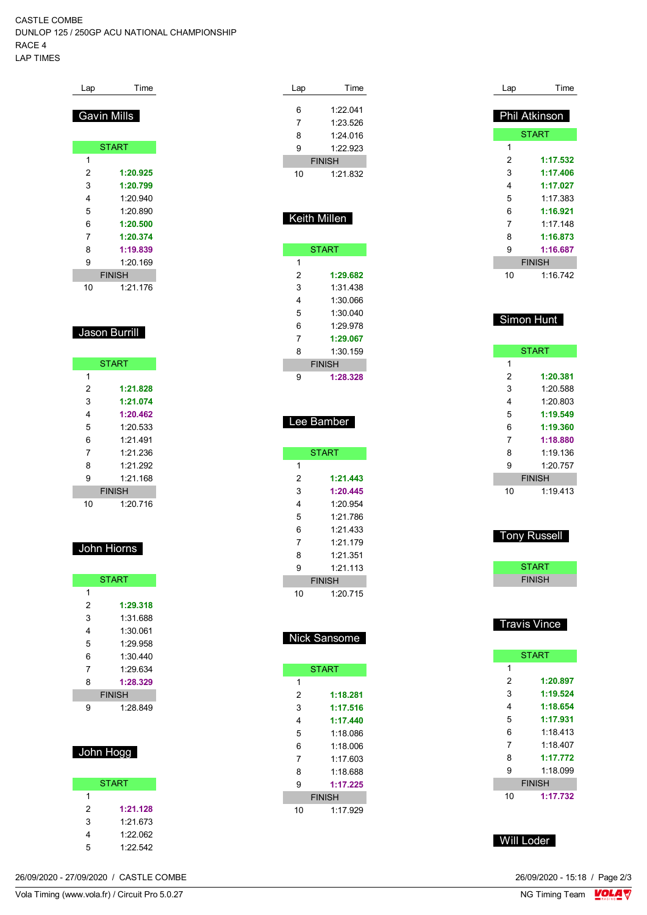CASTLE COMBE
DUNLOP 125 / 250GP ACU NATIONAL CHAMPIONSHIP
RACE 4
LAP TIMES

### Gavin Mills

| Lap | Time |
|---|---|
| START | |
| 1 | |
| 2 | **1:20.925** |
| 3 | **1:20.799** |
| 4 | 1:20.940 |
| 5 | 1:20.890 |
| 6 | **1:20.500** |
| 7 | **1:20.374** |
| 8 | **1:19.839** |
| 9 | 1:20.169 |
| FINISH | |
| 10 | 1:21.176 |

### Jason Burrill

| Lap | Time |
|---|---|
| START | |
| 1 | |
| 2 | **1:21.828** |
| 3 | **1:21.074** |
| 4 | **1:20.462** |
| 5 | 1:20.533 |
| 6 | 1:21.491 |
| 7 | 1:21.236 |
| 8 | 1:21.292 |
| 9 | 1:21.168 |
| FINISH | |
| 10 | 1:20.716 |

### John Hiorns

| Lap | Time |
|---|---|
| START | |
| 1 | |
| 2 | **1:29.318** |
| 3 | 1:31.688 |
| 4 | 1:30.061 |
| 5 | 1:29.958 |
| 6 | 1:30.440 |
| 7 | 1:29.634 |
| 8 | **1:28.329** |
| FINISH | |
| 9 | 1:28.849 |

### John Hogg

| Lap | Time |
|---|---|
| START | |
| 1 | |
| 2 | **1:21.128** |
| 3 | 1:21.673 |
| 4 | 1:22.062 |
| 5 | 1:22.542 |
| 6 | 1:22.041 |
| 7 | 1:23.526 |
| 8 | 1:24.016 |
| 9 | 1:22.923 |
| FINISH | |
| 10 | 1:21.832 |

### Keith Millen

| Lap | Time |
|---|---|
| START | |
| 1 | |
| 2 | **1:29.682** |
| 3 | 1:31.438 |
| 4 | 1:30.066 |
| 5 | 1:30.040 |
| 6 | 1:29.978 |
| 7 | **1:29.067** |
| 8 | 1:30.159 |
| FINISH | |
| 9 | **1:28.328** |

### Lee Bamber

| Lap | Time |
|---|---|
| START | |
| 1 | |
| 2 | **1:21.443** |
| 3 | **1:20.445** |
| 4 | 1:20.954 |
| 5 | 1:21.786 |
| 6 | 1:21.433 |
| 7 | 1:21.179 |
| 8 | 1:21.351 |
| 9 | 1:21.113 |
| FINISH | |
| 10 | 1:20.715 |

### Nick Sansome

| Lap | Time |
|---|---|
| START | |
| 1 | |
| 2 | **1:18.281** |
| 3 | **1:17.516** |
| 4 | **1:17.440** |
| 5 | 1:18.086 |
| 6 | 1:18.006 |
| 7 | 1:17.603 |
| 8 | 1:18.688 |
| 9 | **1:17.225** |
| FINISH | |
| 10 | 1:17.929 |

### Phil Atkinson

| Lap | Time |
|---|---|
| START | |
| 1 | |
| 2 | **1:17.532** |
| 3 | **1:17.406** |
| 4 | **1:17.027** |
| 5 | 1:17.383 |
| 6 | **1:16.921** |
| 7 | 1:17.148 |
| 8 | **1:16.873** |
| 9 | **1:16.687** |
| FINISH | |
| 10 | 1:16.742 |

### Simon Hunt

| Lap | Time |
|---|---|
| START | |
| 1 | |
| 2 | **1:20.381** |
| 3 | 1:20.588 |
| 4 | 1:20.803 |
| 5 | **1:19.549** |
| 6 | **1:19.360** |
| 7 | **1:18.880** |
| 8 | 1:19.136 |
| 9 | 1:20.757 |
| FINISH | |
| 10 | 1:19.413 |

### Tony Russell

| Lap | Time |
|---|---|
| START | |
| FINISH | |

### Travis Vince

| Lap | Time |
|---|---|
| START | |
| 1 | |
| 2 | **1:20.897** |
| 3 | **1:19.524** |
| 4 | **1:18.654** |
| 5 | **1:17.931** |
| 6 | 1:18.413 |
| 7 | 1:18.407 |
| 8 | **1:17.772** |
| 9 | 1:18.099 |
| FINISH | |
| 10 | **1:17.732** |

### Will Loder

26/09/2020 - 27/09/2020 / CASTLE COMBE
26/09/2020 - 15:18
Vola Timing (www.vola.fr) / Circuit Pro 5.0.27
NG Timing Team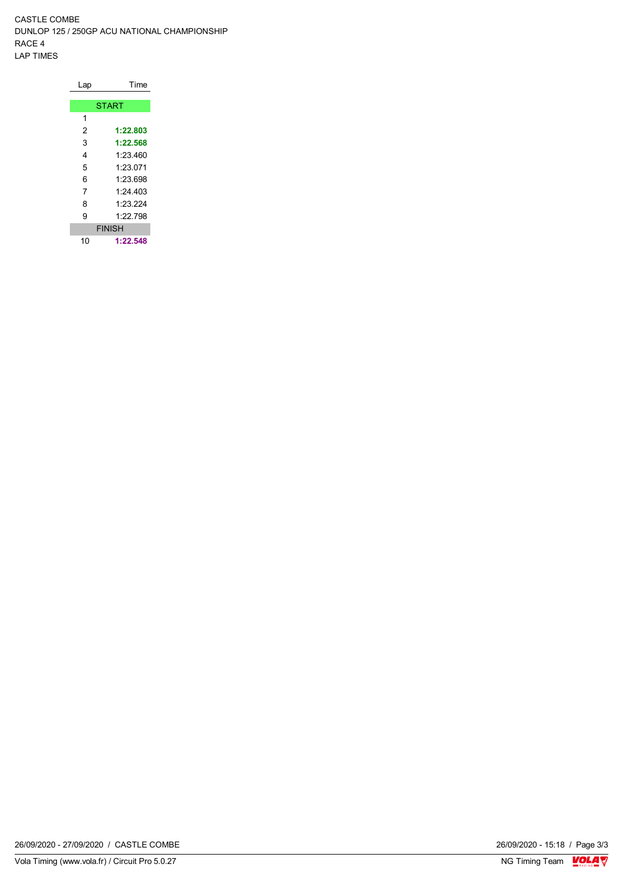CASTLE COMBE

DUNLOP 125 / 250GP ACU NATIONAL CHAMPIONSHIP

RACE 4

LAP TIMES

| Lap | Time |
|---|---|
| START | |
| 1 | |
| 2 | **1:22.803** |
| 3 | **1:22.568** |
| 4 | 1:23.460 |
| 5 | 1:23.071 |
| 6 | 1:23.698 |
| 7 | 1:24.403 |
| 8 | 1:23.224 |
| 9 | 1:22.798 |
| FINISH | |
| 10 | **1:22.548** |

26/09/2020 - 27/09/2020 / CASTLE COMBE

26/09/2020 - 15:18

Vola Timing (www.vola.fr) / Circuit Pro 5.0.27

NG Timing Team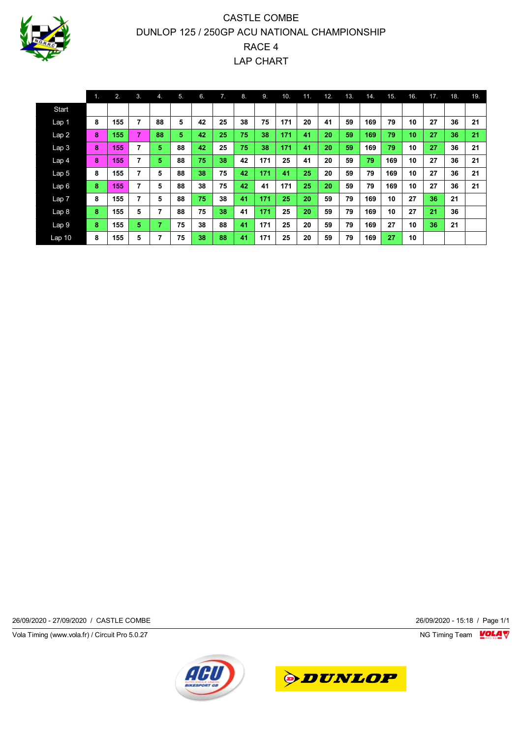# CASTLE COMBE
## DUNLOP 125 / 250GP ACU NATIONAL CHAMPIONSHIP
## RACE 4
## LAP CHART

| | 1. | 2. | 3. | 4. | 5. | 6. | 7. | 8. | 9. | 10. | 11. | 12. | 13. | 14. | 15. | 16. | 17. | 18. | 19. |
|---|---|---|---|---|---|---|---|---|---|---|---|---|---|---|---|---|---|---|---|
| Start | | | | | | | | | | | | | | | | | | | |
| Lap 1 | 8 | 155 | 7 | 88 | 5 | 42 | 25 | 38 | 75 | 171 | 20 | 41 | 59 | 169 | 79 | 10 | 27 | 36 | 21 |
| Lap 2 | 8 | 155 | 7 | 88 | 5 | 42 | 25 | 75 | 38 | 171 | 41 | 20 | 59 | 169 | 79 | 10 | 27 | 36 | 21 |
| Lap 3 | 8 | 155 | 7 | 5 | 88 | 42 | 25 | 75 | 38 | 171 | 41 | 20 | 59 | 169 | 79 | 10 | 27 | 36 | 21 |
| Lap 4 | 8 | 155 | 7 | 5 | 88 | 75 | 38 | 42 | 171 | 25 | 41 | 20 | 59 | 79 | 169 | 10 | 27 | 36 | 21 |
| Lap 5 | 8 | 155 | 7 | 5 | 88 | 38 | 75 | 42 | 171 | 41 | 25 | 20 | 59 | 79 | 169 | 10 | 27 | 36 | 21 |
| Lap 6 | 8 | 155 | 7 | 5 | 88 | 38 | 75 | 42 | 41 | 171 | 25 | 20 | 59 | 79 | 169 | 10 | 27 | 36 | 21 |
| Lap 7 | 8 | 155 | 7 | 5 | 88 | 75 | 38 | 41 | 171 | 25 | 20 | 59 | 79 | 169 | 10 | 27 | 36 | 21 | |
| Lap 8 | 8 | 155 | 5 | 7 | 88 | 75 | 38 | 41 | 171 | 25 | 20 | 59 | 79 | 169 | 10 | 27 | 21 | 36 | |
| Lap 9 | 8 | 155 | 5 | 7 | 75 | 38 | 88 | 41 | 171 | 25 | 20 | 59 | 79 | 169 | 27 | 10 | 36 | 21 | |
| Lap 10 | 8 | 155 | 5 | 7 | 75 | 38 | 88 | 41 | 171 | 25 | 20 | 59 | 79 | 169 | 27 | 10 | | | |

26/09/2020 - 27/09/2020 / CASTLE COMBE

26/09/2020 - 15:18

Vola Timing (www.vola.fr) / Circuit Pro 5.0.27

NG Timing Team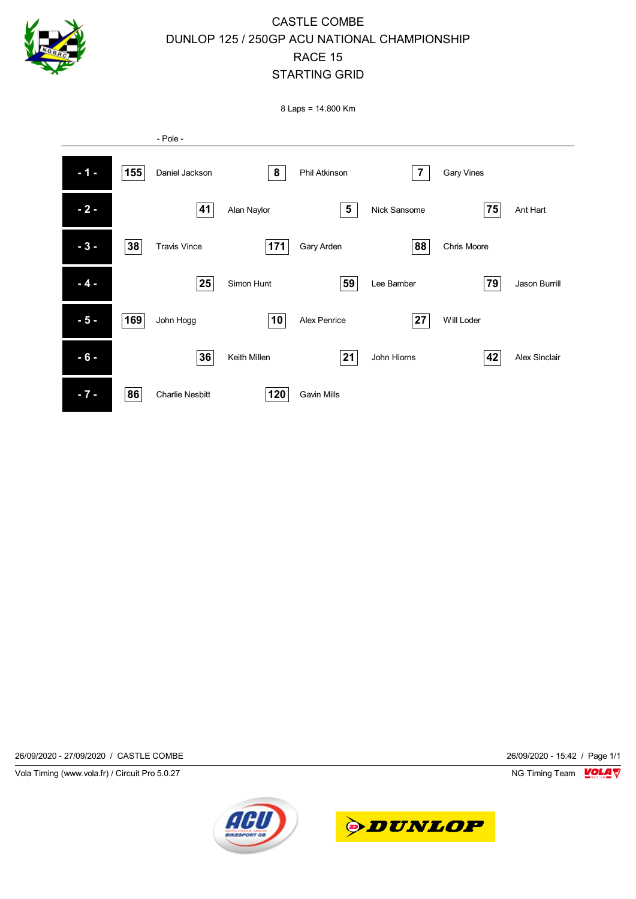# CASTLE COMBE

## DUNLOP 125 / 250GP ACU NATIONAL CHAMPIONSHIP

## RACE 15

## STARTING GRID

8 Laps = 14.800 Km

- Pole -

| Row | No. | Rider | No. | Rider | No. | Rider |
|---|---|---|---|---|---|---|
| - 1 - | 155 | Daniel Jackson | 8 | Phil Atkinson | 7 | Gary Vines |
| - 2 - | 41 | Alan Naylor | 5 | Nick Sansome | 75 | Ant Hart |
| - 3 - | 38 | Travis Vince | 171 | Gary Arden | 88 | Chris Moore |
| - 4 - | 25 | Simon Hunt | 59 | Lee Bamber | 79 | Jason Burrill |
| - 5 - | 169 | John Hogg | 10 | Alex Penrice | 27 | Will Loder |
| - 6 - | 36 | Keith Millen | 21 | John Hiorns | 42 | Alex Sinclair |
| - 7 - | 86 | Charlie Nesbitt | 120 | Gavin Mills | | |

26/09/2020 - 27/09/2020 / CASTLE COMBE

26/09/2020 - 15:42

Vola Timing (www.vola.fr) / Circuit Pro 5.0.27

NG Timing Team